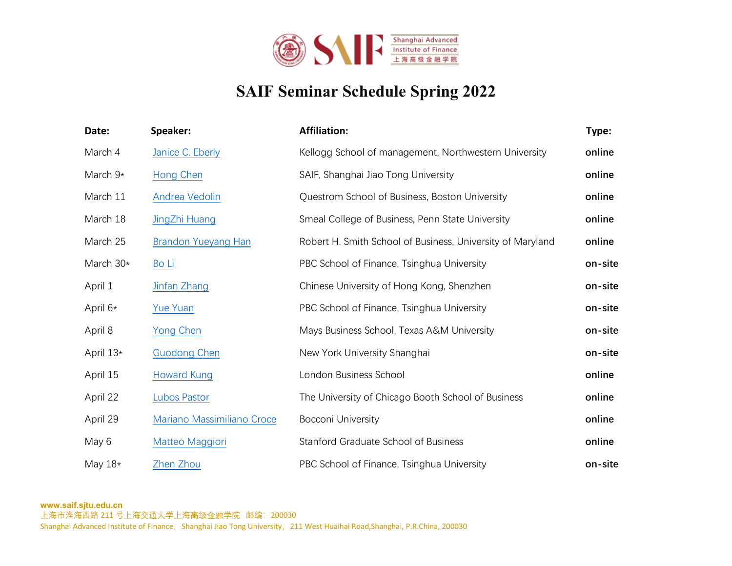# SAIF Seminar Schedule Spring 2022

| Date: | Speaker: | Affiliation: | Type: |
|---|---|---|---|
| March 4 | Janice C. Eberly | Kellogg School of management, Northwestern University | **online** |
| March 9* | Hong Chen | SAIF, Shanghai Jiao Tong University | **online** |
| March 11 | Andrea Vedolin | Questrom School of Business, Boston University | **online** |
| March 18 | JingZhi Huang | Smeal College of Business, Penn State University | **online** |
| March 25 | Brandon Yueyang Han | Robert H. Smith School of Business, University of Maryland | **online** |
| March 30* | Bo Li | PBC School of Finance, Tsinghua University | **on-site** |
| April 1 | Jinfan Zhang | Chinese University of Hong Kong, Shenzhen | **on-site** |
| April 6* | Yue Yuan | PBC School of Finance, Tsinghua University | **on-site** |
| April 8 | Yong Chen | Mays Business School, Texas A&M University | **on-site** |
| April 13* | Guodong Chen | New York University Shanghai | **on-site** |
| April 15 | Howard Kung | London Business School | **online** |
| April 22 | Lubos Pastor | The University of Chicago Booth School of Business | **online** |
| April 29 | Mariano Massimiliano Croce | Bocconi University | **online** |
| May 6 | Matteo Maggiori | Stanford Graduate School of Business | **online** |
| May 18* | Zhen Zhou | PBC School of Finance, Tsinghua University | **on-site** |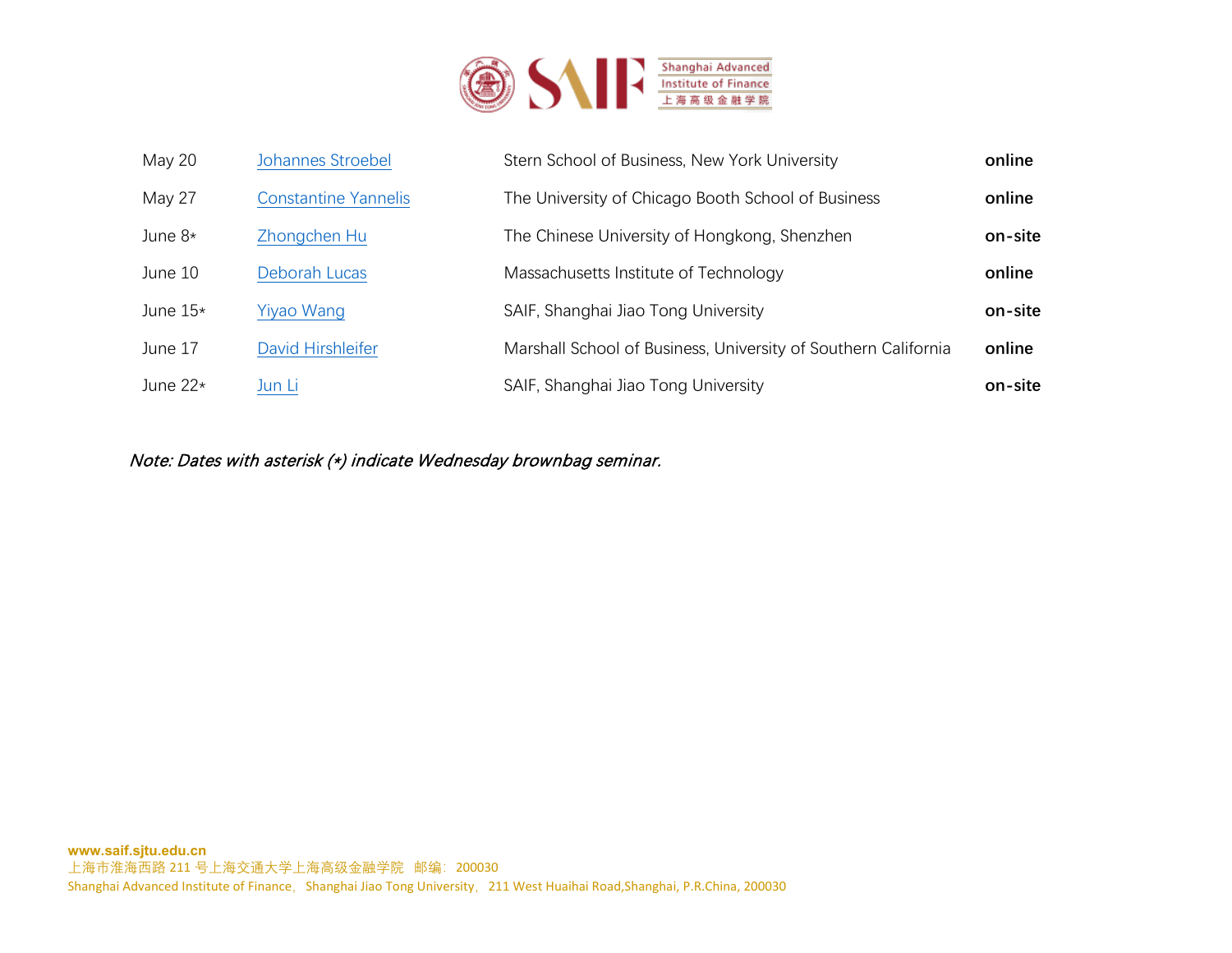| | | | |
|---|---|---|---|
| May 20 | Johannes Stroebel | Stern School of Business, New York University | **online** |
| May 27 | Constantine Yannelis | The University of Chicago Booth School of Business | **online** |
| June 8* | Zhongchen Hu | The Chinese University of Hongkong, Shenzhen | **on-site** |
| June 10 | Deborah Lucas | Massachusetts Institute of Technology | **online** |
| June 15* | Yiyao Wang | SAIF, Shanghai Jiao Tong University | **on-site** |
| June 17 | David Hirshleifer | Marshall School of Business, University of Southern California | **online** |
| June 22* | Jun Li | SAIF, Shanghai Jiao Tong University | **on-site** |

*Note: Dates with asterisk (*) indicate Wednesday brownbag seminar.*